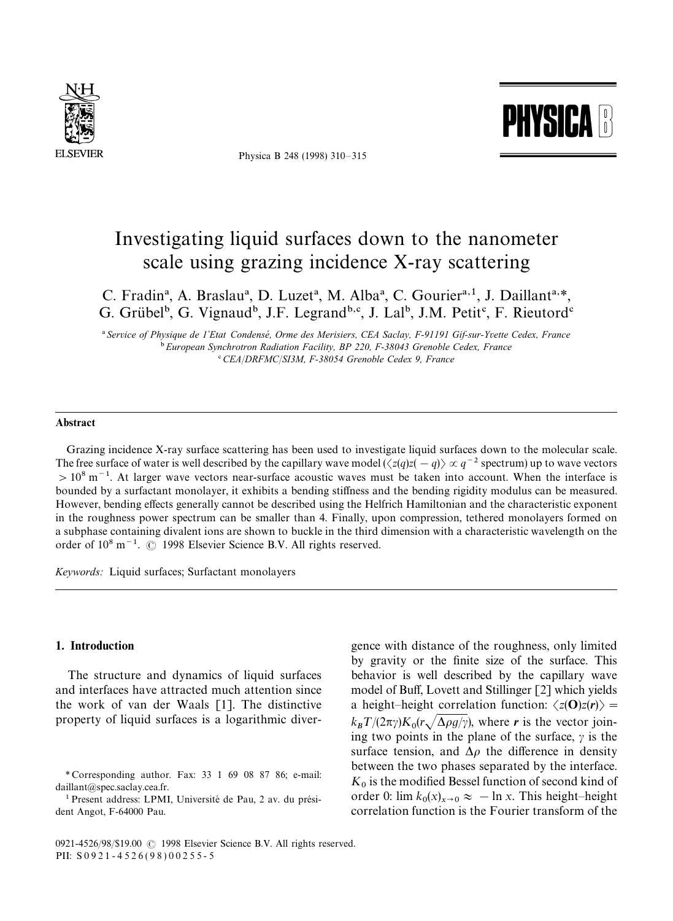# Investigating liquid surfaces down to the nanometer scale using grazing incidence X-ray scattering

C. Fradin[a], A. Braslau[a], D. Luzet[a], M. Alba[a], C. Gourier[a,1], J. Daillant[a,*], G. Grübel[b], G. Vignaud[b], J.F. Legrand[b,c], J. Lal[b], J.M. Petit[c], F. Rieutord[c]

[a] Service of Physique de l'Etat Condensé, Orme des Merisiers, CEA Saclay, F-91191 Gif-sur-Yvette Cedex, France
[b] European Synchrotron Radiation Facility, BP 220, F-38043 Grenoble Cedex, France
[c] CEA/DRFMC/SI3M, F-38054 Grenoble Cedex 9, France

### Abstract

Grazing incidence X-ray surface scattering has been used to investigate liquid surfaces down to the molecular scale. The free surface of water is well described by the capillary wave model ($\langle z(q)z(-q)\rangle \propto q^{-2}$ spectrum) up to wave vectors $> 10^8\ \mathrm{m}^{-1}$. At larger wave vectors near-surface acoustic waves must be taken into account. When the interface is bounded by a surfactant monolayer, it exhibits a bending stiffness and the bending rigidity modulus can be measured. However, bending effects generally cannot be described using the Helfrich Hamiltonian and the characteristic exponent in the roughness power spectrum can be smaller than 4. Finally, upon compression, tethered monolayers formed on a subphase containing divalent ions are shown to buckle in the third dimension with a characteristic wavelength on the order of $10^8\ \mathrm{m}^{-1}$. © 1998 Elsevier Science B.V. All rights reserved.

*Keywords:* Liquid surfaces; Surfactant monolayers

## 1. Introduction

The structure and dynamics of liquid surfaces and interfaces have attracted much attention since the work of van der Waals [1]. The distinctive property of liquid surfaces is a logarithmic divergence with distance of the roughness, only limited by gravity or the finite size of the surface. This behavior is well described by the capillary wave model of Buff, Lovett and Stillinger [2] which yields a height–height correlation function: $\langle z(\mathbf{O})z(\mathbf{r})\rangle = k_BT/(2\pi\gamma)K_0(r\sqrt{\Delta\rho g/\gamma})$, where $\mathbf{r}$ is the vector joining two points in the plane of the surface, $\gamma$ is the surface tension, and $\Delta\rho$ the difference in density between the two phases separated by the interface. $K_0$ is the modified Bessel function of second kind of order 0: $\lim k_0(x)_{x\to 0} \approx -\ln x$. This height–height correlation function is the Fourier transform of the

\* Corresponding author. Fax: 33 1 69 08 87 86; e-mail: daillant@spec.saclay.cea.fr.

[1] Present address: LPMI, Université de Pau, 2 av. du président Angot, F-64000 Pau.

0921-4526/98/$19.00 © 1998 Elsevier Science B.V. All rights reserved.
PII: S0921-4526(98)00255-5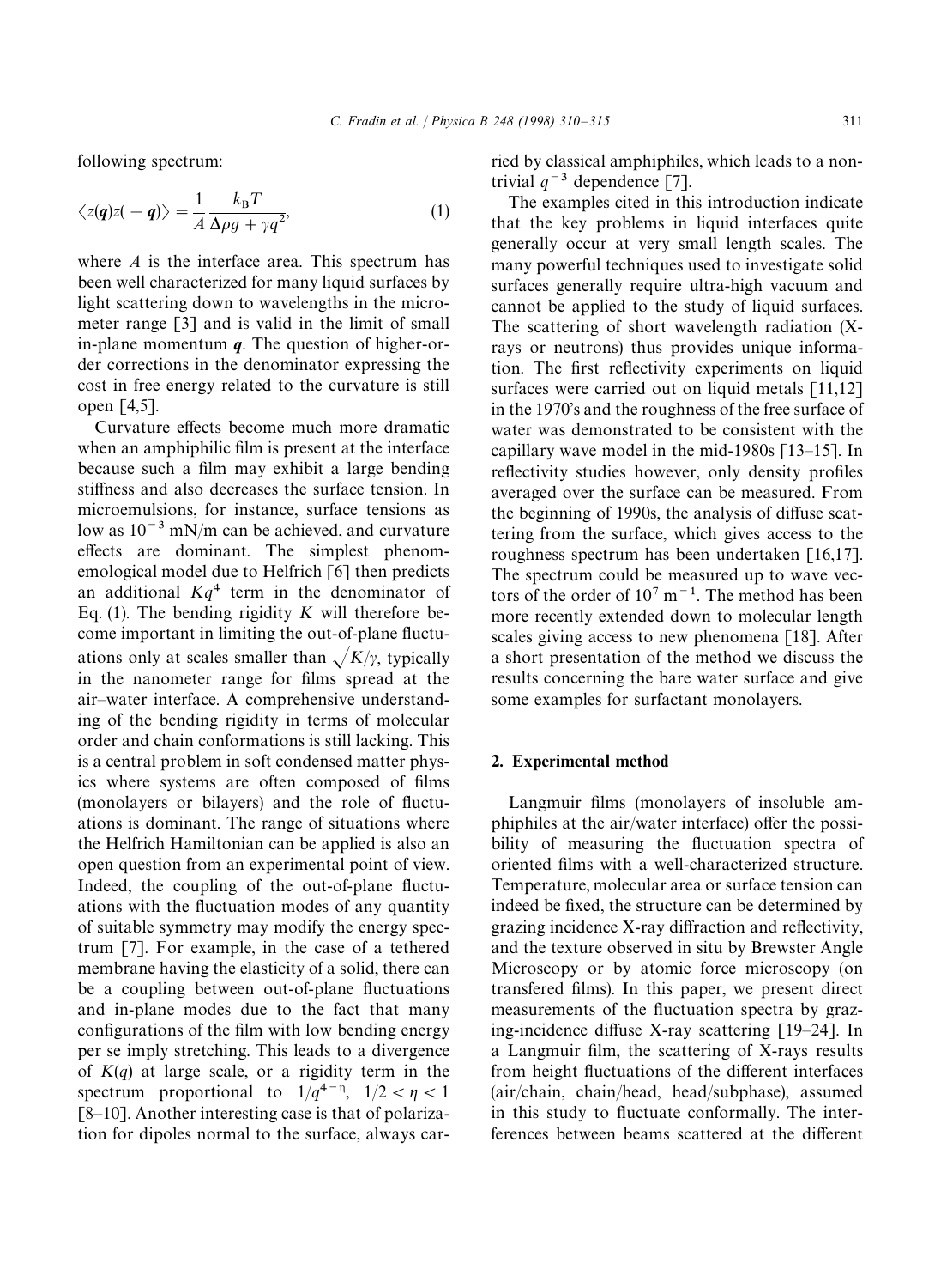following spectrum:

$$\langle z(\boldsymbol{q})z(-\boldsymbol{q})\rangle = \frac{1}{A}\frac{k_{\mathrm{B}}T}{\Delta\rho g + \gamma q^2}, \tag{1}$$

where $A$ is the interface area. This spectrum has been well characterized for many liquid surfaces by light scattering down to wavelengths in the micrometer range [3] and is valid in the limit of small in-plane momentum $\boldsymbol{q}$. The question of higher-order corrections in the denominator expressing the cost in free energy related to the curvature is still open [4,5].

Curvature effects become much more dramatic when an amphiphilic film is present at the interface because such a film may exhibit a large bending stiffness and also decreases the surface tension. In microemulsions, for instance, surface tensions as low as $10^{-3}$ mN/m can be achieved, and curvature effects are dominant. The simplest phenomemological model due to Helfrich [6] then predicts an additional $Kq^4$ term in the denominator of Eq. (1). The bending rigidity $K$ will therefore become important in limiting the out-of-plane fluctuations only at scales smaller than $\sqrt{K/\gamma}$, typically in the nanometer range for films spread at the air–water interface. A comprehensive understanding of the bending rigidity in terms of molecular order and chain conformations is still lacking. This is a central problem in soft condensed matter physics where systems are often composed of films (monolayers or bilayers) and the role of fluctuations is dominant. The range of situations where the Helfrich Hamiltonian can be applied is also an open question from an experimental point of view. Indeed, the coupling of the out-of-plane fluctuations with the fluctuation modes of any quantity of suitable symmetry may modify the energy spectrum [7]. For example, in the case of a tethered membrane having the elasticity of a solid, there can be a coupling between out-of-plane fluctuations and in-plane modes due to the fact that many configurations of the film with low bending energy per se imply stretching. This leads to a divergence of $K(q)$ at large scale, or a rigidity term in the spectrum proportional to $1/q^{4-\eta}$, $1/2 < \eta < 1$ [8–10]. Another interesting case is that of polarization for dipoles normal to the surface, always carried by classical amphiphiles, which leads to a non-trivial $q^{-3}$ dependence [7].

The examples cited in this introduction indicate that the key problems in liquid interfaces quite generally occur at very small length scales. The many powerful techniques used to investigate solid surfaces generally require ultra-high vacuum and cannot be applied to the study of liquid surfaces. The scattering of short wavelength radiation (X-rays or neutrons) thus provides unique information. The first reflectivity experiments on liquid surfaces were carried out on liquid metals [11,12] in the 1970's and the roughness of the free surface of water was demonstrated to be consistent with the capillary wave model in the mid-1980s [13–15]. In reflectivity studies however, only density profiles averaged over the surface can be measured. From the beginning of 1990s, the analysis of diffuse scattering from the surface, which gives access to the roughness spectrum has been undertaken [16,17]. The spectrum could be measured up to wave vectors of the order of $10^7$ m$^{-1}$. The method has been more recently extended down to molecular length scales giving access to new phenomena [18]. After a short presentation of the method we discuss the results concerning the bare water surface and give some examples for surfactant monolayers.

## 2. Experimental method

Langmuir films (monolayers of insoluble amphiphiles at the air/water interface) offer the possibility of measuring the fluctuation spectra of oriented films with a well-characterized structure. Temperature, molecular area or surface tension can indeed be fixed, the structure can be determined by grazing incidence X-ray diffraction and reflectivity, and the texture observed in situ by Brewster Angle Microscopy or by atomic force microscopy (on transfered films). In this paper, we present direct measurements of the fluctuation spectra by grazing-incidence diffuse X-ray scattering [19–24]. In a Langmuir film, the scattering of X-rays results from height fluctuations of the different interfaces (air/chain, chain/head, head/subphase), assumed in this study to fluctuate conformally. The interferences between beams scattered at the different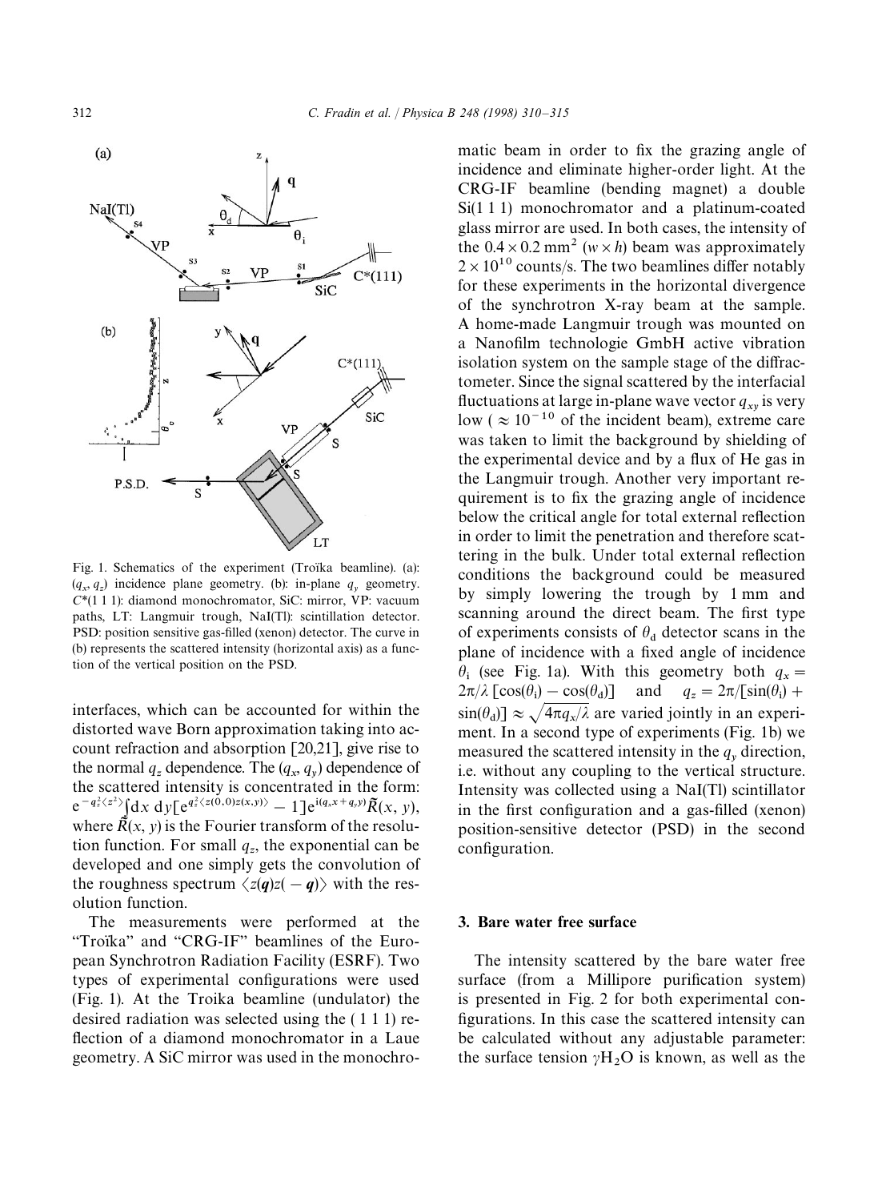Fig. 1. Schematics of the experiment (Troïka beamline). (a): $(q_x, q_z)$ incidence plane geometry. (b): in-plane $q_y$ geometry. $C^*(1\,1\,1)$: diamond monochromator, SiC: mirror, VP: vacuum paths, LT: Langmuir trough, NaI(Tl): scintillation detector. PSD: position sensitive gas-filled (xenon) detector. The curve in (b) represents the scattered intensity (horizontal axis) as a function of the vertical position on the PSD.

interfaces, which can be accounted for within the distorted wave Born approximation taking into account refraction and absorption [20,21], give rise to the normal $q_z$ dependence. The $(q_x, q_y)$ dependence of the scattered intensity is concentrated in the form: $e^{-q_z^2\langle z^2\rangle}\int dx\, dy[e^{q_z^2\langle z(0,0)z(x,y)\rangle} - 1]e^{i(q_x x + q_y y)}\tilde{R}(x, y)$, where $\tilde{R}(x, y)$ is the Fourier transform of the resolution function. For small $q_z$, the exponential can be developed and one simply gets the convolution of the roughness spectrum $\langle z(\boldsymbol{q})z(-\boldsymbol{q})\rangle$ with the resolution function.

The measurements were performed at the "Troïka" and "CRG-IF" beamlines of the European Synchrotron Radiation Facility (ESRF). Two types of experimental configurations were used (Fig. 1). At the Troika beamline (undulator) the desired radiation was selected using the $(1\,1\,1)$ reflection of a diamond monochromator in a Laue geometry. A SiC mirror was used in the monochromatic beam in order to fix the grazing angle of incidence and eliminate higher-order light. At the CRG-IF beamline (bending magnet) a double Si(1 1 1) monochromator and a platinum-coated glass mirror are used. In both cases, the intensity of the $0.4 \times 0.2$ mm$^2$ $(w \times h)$ beam was approximately $2 \times 10^{10}$ counts/s. The two beamlines differ notably for these experiments in the horizontal divergence of the synchrotron X-ray beam at the sample. A home-made Langmuir trough was mounted on a Nanofilm technologie GmbH active vibration isolation system on the sample stage of the diffractometer. Since the signal scattered by the interfacial fluctuations at large in-plane wave vector $q_{xy}$ is very low ($\approx 10^{-10}$ of the incident beam), extreme care was taken to limit the background by shielding of the experimental device and by a flux of He gas in the Langmuir trough. Another very important requirement is to fix the grazing angle of incidence below the critical angle for total external reflection in order to limit the penetration and therefore scattering in the bulk. Under total external reflection conditions the background could be measured by simply lowering the trough by 1 mm and scanning around the direct beam. The first type of experiments consists of $\theta_d$ detector scans in the plane of incidence with a fixed angle of incidence $\theta_i$ (see Fig. 1a). With this geometry both $q_x = 2\pi/\lambda\,[\cos(\theta_i) - \cos(\theta_d)]$ and $q_z = 2\pi/[\sin(\theta_i) + \sin(\theta_d)] \approx \sqrt{4\pi q_x/\lambda}$ are varied jointly in an experiment. In a second type of experiments (Fig. 1b) we measured the scattered intensity in the $q_y$ direction, i.e. without any coupling to the vertical structure. Intensity was collected using a NaI(Tl) scintillator in the first configuration and a gas-filled (xenon) position-sensitive detector (PSD) in the second configuration.

## 3. Bare water free surface

The intensity scattered by the bare water free surface (from a Millipore purification system) is presented in Fig. 2 for both experimental configurations. In this case the scattered intensity can be calculated without any adjustable parameter: the surface tension $\gamma H_2O$ is known, as well as the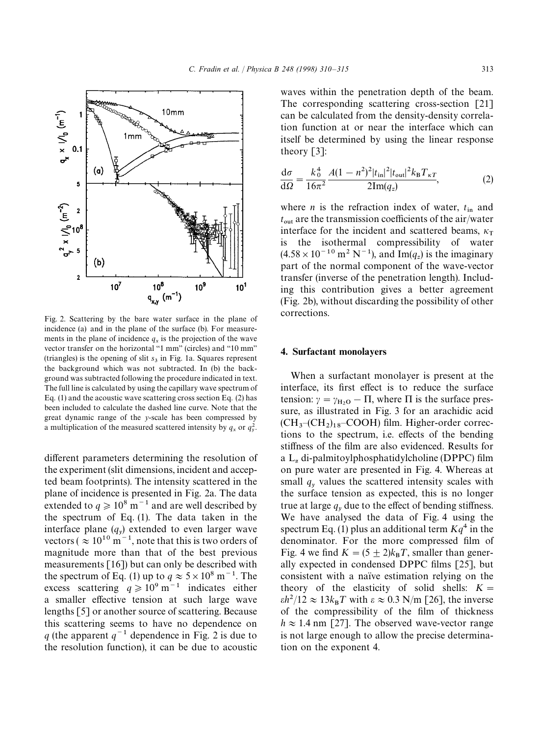Fig. 2. Scattering by the bare water surface in the plane of incidence (a) and in the plane of the surface (b). For measurements in the plane of incidence $q_x$ is the projection of the wave vector transfer on the horizontal "1 mm" (circles) and "10 mm" (triangles) is the opening of slit $s_3$ in Fig. 1a. Squares represent the background which was not subtracted. In (b) the background was subtracted following the procedure indicated in text. The full line is calculated by using the capillary wave spectrum of Eq. (1) and the acoustic wave scattering cross section Eq. (2) has been included to calculate the dashed line curve. Note that the great dynamic range of the y-scale has been compressed by a multiplication of the measured scattered intensity by $q_x$ or $q_y^2$.

different parameters determining the resolution of the experiment (slit dimensions, incident and accepted beam footprints). The intensity scattered in the plane of incidence is presented in Fig. 2a. The data extended to $q \geqslant 10^8\ \mathrm{m}^{-1}$ and are well described by the spectrum of Eq. (1). The data taken in the interface plane ($q_y$) extended to even larger wave vectors ($\approx 10^{10}\ \mathrm{m}^{-1}$, note that this is two orders of magnitude more than that of the best previous measurements [16]) but can only be described with the spectrum of Eq. (1) up to $q \approx 5 \times 10^8\ \mathrm{m}^{-1}$. The excess scattering $q \geqslant 10^9\ \mathrm{m}^{-1}$ indicates either a smaller effective tension at such large wave lengths [5] or another source of scattering. Because this scattering seems to have no dependence on $q$ (the apparent $q^{-1}$ dependence in Fig. 2 is due to the resolution function), it can be due to acoustic waves within the penetration depth of the beam. The corresponding scattering cross-section [21] can be calculated from the density-density correlation function at or near the interface which can itself be determined by using the linear response theory [3]:

$$\frac{\mathrm{d}\sigma}{\mathrm{d}\Omega} = \frac{k_0^4}{16\pi^2} \frac{A(1-n^2)^2 |t_{\mathrm{in}}|^2 |t_{\mathrm{out}}|^2 k_{\mathrm{B}} T_{\kappa T}}{2\mathrm{Im}(q_z)}, \tag{2}$$

where $n$ is the refraction index of water, $t_{\mathrm{in}}$ and $t_{\mathrm{out}}$ are the transmission coefficients of the air/water interface for the incident and scattered beams, $\kappa_{\mathrm{T}}$ is the isothermal compressibility of water ($4.58 \times 10^{-10}\ \mathrm{m}^2\ \mathrm{N}^{-1}$), and $\mathrm{Im}(q_z)$ is the imaginary part of the normal component of the wave-vector transfer (inverse of the penetration length). Including this contribution gives a better agreement (Fig. 2b), without discarding the possibility of other corrections.

## 4. Surfactant monolayers

When a surfactant monolayer is present at the interface, its first effect is to reduce the surface tension: $\gamma = \gamma_{\mathrm{H_2O}} - \Pi$, where $\Pi$ is the surface pressure, as illustrated in Fig. 3 for an arachidic acid ($CH_3$–$(CH_2)_{18}$–COOH) film. Higher-order corrections to the spectrum, i.e. effects of the bending stiffness of the film are also evidenced. Results for a $\mathrm{L}_\alpha$ di-palmitoylphosphatidylcholine (DPPC) film on pure water are presented in Fig. 4. Whereas at small $q_y$ values the scattered intensity scales with the surface tension as expected, this is no longer true at large $q_y$ due to the effect of bending stiffness. We have analysed the data of Fig. 4 using the spectrum Eq. (1) plus an additional term $Kq^4$ in the denominator. For the more compressed film of Fig. 4 we find $K = (5 \pm 2)k_{\mathrm{B}}T$, smaller than generally expected in condensed DPPC films [25], but consistent with a naïve estimation relying on the theory of the elasticity of solid shells: $K = \varepsilon h^2/12 \approx 13 k_{\mathrm{B}}T$ with $\varepsilon \approx 0.3$ N/m [26], the inverse of the compressibility of the film of thickness $h \approx 1.4$ nm [27]. The observed wave-vector range is not large enough to allow the precise determination on the exponent 4.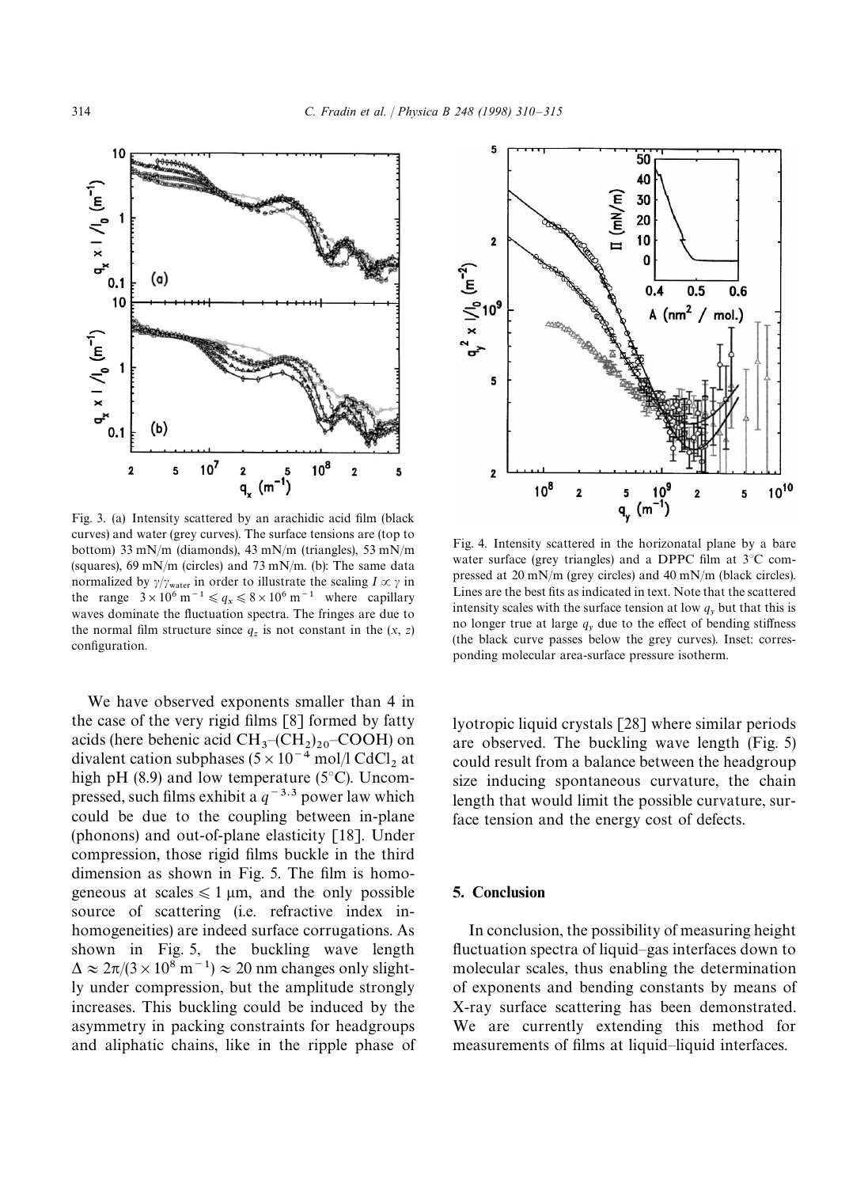Fig. 3. (a) Intensity scattered by an arachidic acid film (black curves) and water (grey curves). The surface tensions are (top to bottom) 33 mN/m (diamonds), 43 mN/m (triangles), 53 mN/m (squares), 69 mN/m (circles) and 73 mN/m. (b): The same data normalized by $\gamma/\gamma_{water}$ in order to illustrate the scaling $I \propto \gamma$ in the range $3 \times 10^6\ m^{-1} \leqslant q_x \leqslant 8 \times 10^6\ m^{-1}$ where capillary waves dominate the fluctuation spectra. The fringes are due to the normal film structure since $q_z$ is not constant in the $(x, z)$ configuration.

Fig. 4. Intensity scattered in the horizonatal plane by a bare water surface (grey triangles) and a DPPC film at 3°C compressed at 20 mN/m (grey circles) and 40 mN/m (black circles). Lines are the best fits as indicated in text. Note that the scattered intensity scales with the surface tension at low $q_y$ but that this is no longer true at large $q_y$ due to the effect of bending stiffness (the black curve passes below the grey curves). Inset: corresponding molecular area-surface pressure isotherm.

We have observed exponents smaller than 4 in the case of the very rigid films [8] formed by fatty acids (here behenic acid $CH_3$–$(CH_2)_{20}$–COOH) on divalent cation subphases ($5 \times 10^{-4}$ mol/l $CdCl_2$ at high pH (8.9) and low temperature (5°C). Uncompressed, such films exhibit a $q^{-3.3}$ power law which could be due to the coupling between in-plane (phonons) and out-of-plane elasticity [18]. Under compression, those rigid films buckle in the third dimension as shown in Fig. 5. The film is homogeneous at scales $\leqslant 1$ μm, and the only possible source of scattering (i.e. refractive index inhomogeneities) are indeed surface corrugations. As shown in Fig. 5, the buckling wave length $\Delta \approx 2\pi/(3 \times 10^8\ m^{-1}) \approx 20$ nm changes only slightly under compression, but the amplitude strongly increases. This buckling could be induced by the asymmetry in packing constraints for headgroups and aliphatic chains, like in the ripple phase of lyotropic liquid crystals [28] where similar periods are observed. The buckling wave length (Fig. 5) could result from a balance between the headgroup size inducing spontaneous curvature, the chain length that would limit the possible curvature, surface tension and the energy cost of defects.

## 5. Conclusion

In conclusion, the possibility of measuring height fluctuation spectra of liquid–gas interfaces down to molecular scales, thus enabling the determination of exponents and bending constants by means of X-ray surface scattering has been demonstrated. We are currently extending this method for measurements of films at liquid–liquid interfaces.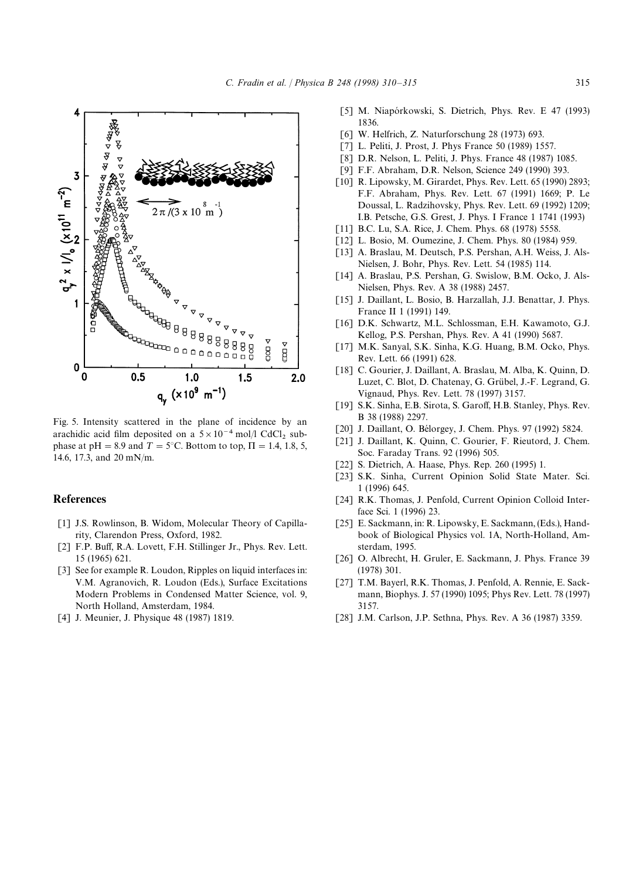$q_y^2 \times I/I_o$ ($\times 10^{11}$ $m^{-2}$)

$q_y$ ($\times 10^9$ $m^{-1}$)

$2\pi/(3 \times 10^8$ $m^{-1})$

0
1
2
3
4

0
0.5
1.0
1.5
2.0

Fig. 5. Intensity scattered in the plane of incidence by an arachidic acid film deposited on a $5 \times 10^{-4}$ mol/l $CdCl_2$ subphase at pH = 8.9 and $T = 5°C$. Bottom to top, $\Pi = 1.4$, 1.8, 5, 14.6, 17.3, and 20 mN/m.

## References

[1] J.S. Rowlinson, B. Widom, Molecular Theory of Capillarity, Clarendon Press, Oxford, 1982.

[2] F.P. Buff, R.A. Lovett, F.H. Stillinger Jr., Phys. Rev. Lett. 15 (1965) 621.

[3] See for example R. Loudon, Ripples on liquid interfaces in: V.M. Agranovich, R. Loudon (Eds.), Surface Excitations Modern Problems in Condensed Matter Science, vol. 9, North Holland, Amsterdam, 1984.

[4] J. Meunier, J. Physique 48 (1987) 1819.

[5] M. Niapórkowski, S. Dietrich, Phys. Rev. E 47 (1993) 1836.

[6] W. Helfrich, Z. Naturforschung 28 (1973) 693.

[7] L. Peliti, J. Prost, J. Phys France 50 (1989) 1557.

[8] D.R. Nelson, L. Peliti, J. Phys. France 48 (1987) 1085.

[9] F.F. Abraham, D.R. Nelson, Science 249 (1990) 393.

[10] R. Lipowsky, M. Girardet, Phys. Rev. Lett. 65 (1990) 2893; F.F. Abraham, Phys. Rev. Lett. 67 (1991) 1669; P. Le Doussal, L. Radzihovsky, Phys. Rev. Lett. 69 (1992) 1209; I.B. Petsche, G.S. Grest, J. Phys. I France 1 1741 (1993)

[11] B.C. Lu, S.A. Rice, J. Chem. Phys. 68 (1978) 5558.

[12] L. Bosio, M. Oumezine, J. Chem. Phys. 80 (1984) 959.

[13] A. Braslau, M. Deutsch, P.S. Pershan, A.H. Weiss, J. Als-Nielsen, J. Bohr, Phys. Rev. Lett. 54 (1985) 114.

[14] A. Braslau, P.S. Pershan, G. Swislow, B.M. Ocko, J. Als-Nielsen, Phys. Rev. A 38 (1988) 2457.

[15] J. Daillant, L. Bosio, B. Harzallah, J.J. Benattar, J. Phys. France II 1 (1991) 149.

[16] D.K. Schwartz, M.L. Schlossman, E.H. Kawamoto, G.J. Kellog, P.S. Pershan, Phys. Rev. A 41 (1990) 5687.

[17] M.K. Sanyal, S.K. Sinha, K.G. Huang, B.M. Ocko, Phys. Rev. Lett. 66 (1991) 628.

[18] C. Gourier, J. Daillant, A. Braslau, M. Alba, K. Quinn, D. Luzet, C. Blot, D. Chatenay, G. Grübel, J.-F. Legrand, G. Vignaud, Phys. Rev. Lett. 78 (1997) 3157.

[19] S.K. Sinha, E.B. Sirota, S. Garoff, H.B. Stanley, Phys. Rev. B 38 (1988) 2297.

[20] J. Daillant, O. Bélorgey, J. Chem. Phys. 97 (1992) 5824.

[21] J. Daillant, K. Quinn, C. Gourier, F. Rieutord, J. Chem. Soc. Faraday Trans. 92 (1996) 505.

[22] S. Dietrich, A. Haase, Phys. Rep. 260 (1995) 1.

[23] S.K. Sinha, Current Opinion Solid State Mater. Sci. 1 (1996) 645.

[24] R.K. Thomas, J. Penfold, Current Opinion Colloid Interface Sci. 1 (1996) 23.

[25] E. Sackmann, in: R. Lipowsky, E. Sackmann, (Eds.), Handbook of Biological Physics vol. 1A, North-Holland, Amsterdam, 1995.

[26] O. Albrecht, H. Gruler, E. Sackmann, J. Phys. France 39 (1978) 301.

[27] T.M. Bayerl, R.K. Thomas, J. Penfold, A. Rennie, E. Sackmann, Biophys. J. 57 (1990) 1095; Phys Rev. Lett. 78 (1997) 3157.

[28] J.M. Carlson, J.P. Sethna, Phys. Rev. A 36 (1987) 3359.